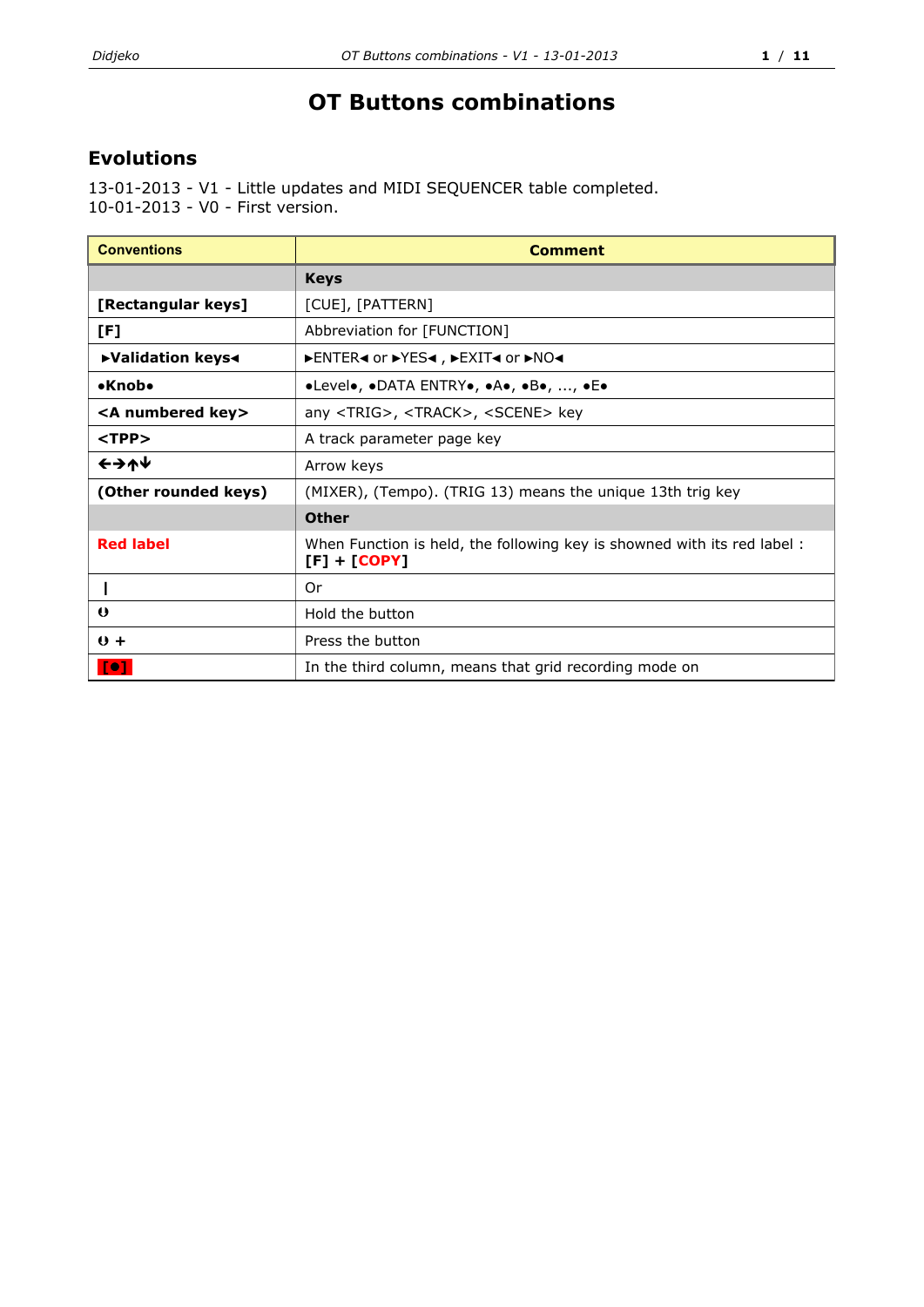# OT Buttons combinations

## Evolutions

13-01-2013 - V1 - Little updates and MIDI SEQUENCER table completed.
10-01-2013 - V0 - First version.

| Conventions | Comment |
|---|---|
| | **Keys** |
| **[Rectangular keys]** | [CUE], [PATTERN] |
| **[F]** | Abbreviation for [FUNCTION] |
| **►Validation keys◄** | ►ENTER◄ or ►YES◄ , ►EXIT◄ or ►NO◄ |
| **•Knob•** | •Level•, •DATA ENTRY•, •A•, •B•, ..., •E• |
| **<A numbered key>** | any <TRIG>, <TRACK>, <SCENE> key |
| **<TPP>** | A track parameter page key |
| **←→↑↓** | Arrow keys |
| **(Other rounded keys)** | (MIXER), (Tempo). (TRIG 13) means the unique 13th trig key |
| | **Other** |
| **Red label** | When Function is held, the following key is showned with its red label : **[F] + [COPY]** |
| **\|** | Or |
| **ʘ** | Hold the button |
| **ʘ +** | Press the button |
| **[●]** | In the third column, means that grid recording mode on |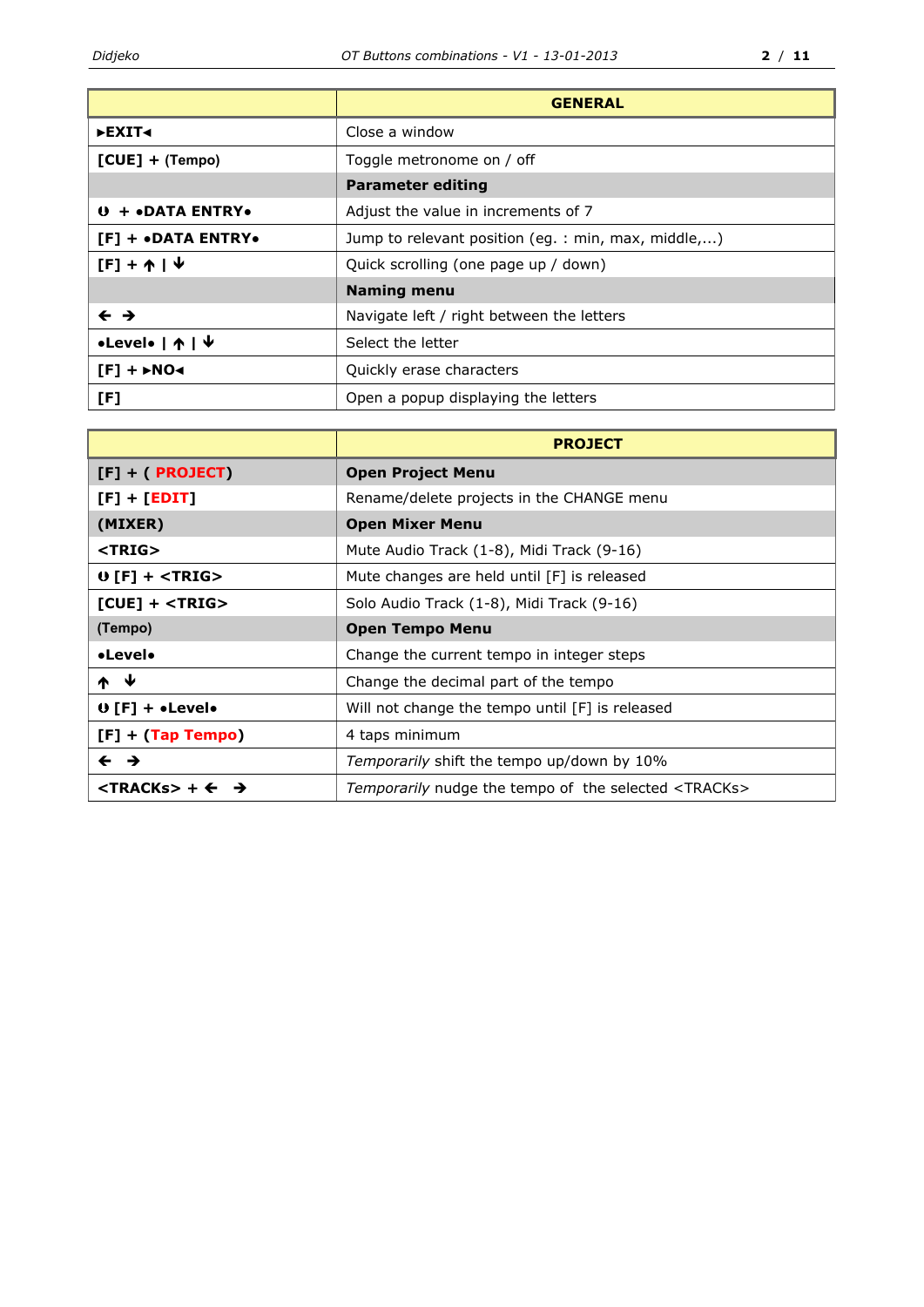| | GENERAL |
|---|---|
| **►EXIT◄** | Close a window |
| **[CUE] + (Tempo)** | Toggle metronome on / off |
| | **Parameter editing** |
| **⓿ + •DATA ENTRY•** | Adjust the value in increments of 7 |
| **[F] + •DATA ENTRY•** | Jump to relevant position (eg. : min, max, middle,...) |
| **[F] + 🡩 \| 🡫** | Quick scrolling (one page up / down) |
| | **Naming menu** |
| **🡨 🡪** | Navigate left / right between the letters |
| **•Level• \| 🡩 \| 🡫** | Select the letter |
| **[F] + ►NO◄** | Quickly erase characters |
| **[F]** | Open a popup displaying the letters |

| | PROJECT |
|---|---|
| **[F] + ( PROJECT)** | **Open Project Menu** |
| **[F] + [EDIT]** | Rename/delete projects in the CHANGE menu |
| **(MIXER)** | **Open Mixer Menu** |
| **<TRIG>** | Mute Audio Track (1-8), Midi Track (9-16) |
| **⓿ [F] + <TRIG>** | Mute changes are held until [F] is released |
| **[CUE] + <TRIG>** | Solo Audio Track (1-8), Midi Track (9-16) |
| **(Tempo)** | **Open Tempo Menu** |
| **•Level•** | Change the current tempo in integer steps |
| **🡩 🡫** | Change the decimal part of the tempo |
| **⓿ [F] + •Level•** | Will not change the tempo until [F] is released |
| **[F] + (Tap Tempo)** | 4 taps minimum |
| **🡨 🡪** | *Temporarily* shift the tempo up/down by 10% |
| **<TRACKs> + 🡨 🡪** | *Temporarily* nudge the tempo of the selected <TRACKs> |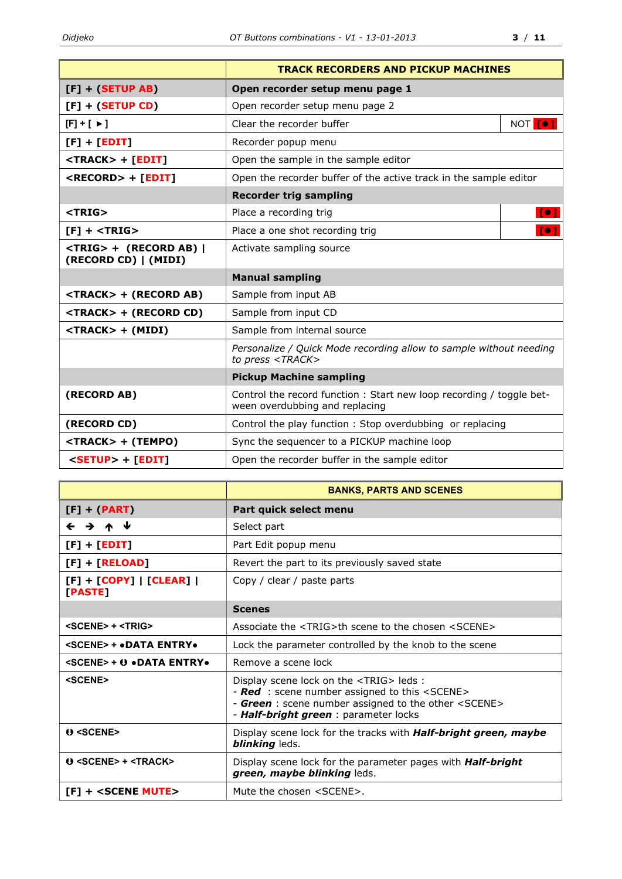| | TRACK RECORDERS AND PICKUP MACHINES | |
|---|---|---|
| **[F] + (SETUP AB)** | **Open recorder setup menu page 1** | |
| **[F] + (SETUP CD)** | Open recorder setup menu page 2 | |
| **[F] + [ ► ]** | Clear the recorder buffer | NOT [●] |
| **[F] + [EDIT]** | Recorder popup menu | |
| **<TRACK> + [EDIT]** | Open the sample in the sample editor | |
| **<RECORD> + [EDIT]** | Open the recorder buffer of the active track in the sample editor | |
| | **Recorder trig sampling** | |
| **<TRIG>** | Place a recording trig | [●] |
| **[F] + <TRIG>** | Place a one shot recording trig | [●] |
| **<TRIG> + (RECORD AB) \| (RECORD CD) \| (MIDI)** | Activate sampling source | |
| | **Manual sampling** | |
| **<TRACK> + (RECORD AB)** | Sample from input AB | |
| **<TRACK> + (RECORD CD)** | Sample from input CD | |
| **<TRACK> + (MIDI)** | Sample from internal source | |
| | *Personalize / Quick Mode recording allow to sample without needing to press <TRACK>* | |
| | **Pickup Machine sampling** | |
| **(RECORD AB)** | Control the record function : Start new loop recording / toggle between overdubbing and replacing | |
| **(RECORD CD)** | Control the play function : Stop overdubbing or replacing | |
| **<TRACK> + (TEMPO)** | Sync the sequencer to a PICKUP machine loop | |
| **<SETUP> + [EDIT]** | Open the recorder buffer in the sample editor | |

| | BANKS, PARTS AND SCENES |
|---|---|
| **[F] + (PART)** | **Part quick select menu** |
| **← → ↑ ↓** | Select part |
| **[F] + [EDIT]** | Part Edit popup menu |
| **[F] + [RELOAD]** | Revert the part to its previously saved state |
| **[F] + [COPY] \| [CLEAR] \| [PASTE]** | Copy / clear / paste parts |
| | **Scenes** |
| **<SCENE> + <TRIG>** | Associate the <TRIG>th scene to the chosen <SCENE> |
| **<SCENE> + •DATA ENTRY•** | Lock the parameter controlled by the knob to the scene |
| **<SCENE> + ⏼ •DATA ENTRY•** | Remove a scene lock |
| **<SCENE>** | Display scene lock on the <TRIG> leds :<br>- ***Red*** : scene number assigned to this <SCENE><br>- ***Green*** : scene number assigned to the other <SCENE><br>- ***Half-bright green*** : parameter locks |
| **⏼ <SCENE>** | Display scene lock for the tracks with ***Half-bright green, maybe blinking*** leds. |
| **⏼ <SCENE> + <TRACK>** | Display scene lock for the parameter pages with ***Half-bright green, maybe blinking*** leds. |
| **[F] + <SCENE MUTE>** | Mute the chosen <SCENE>. |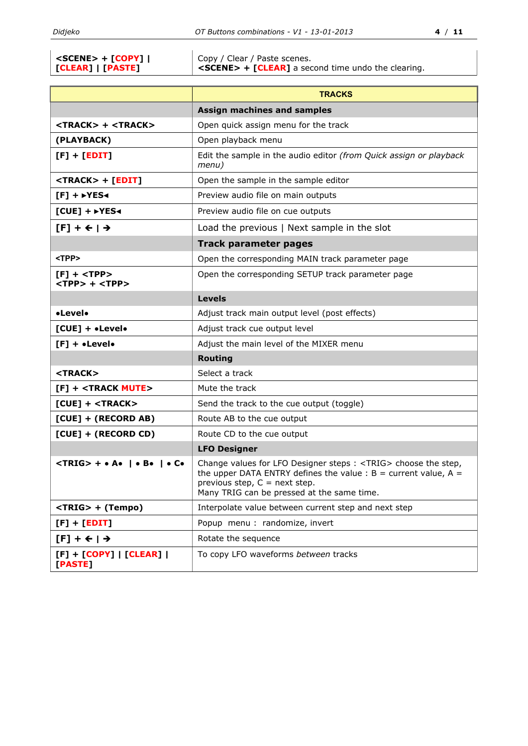| | |
|---|---|
| **<SCENE> + [COPY] \| [CLEAR] \| [PASTE]** | Copy / Clear / Paste scenes. **<SCENE> + [CLEAR]** a second time undo the clearing. |

| | **TRACKS** |
|---|---|
| | **Assign machines and samples** |
| **<TRACK> + <TRACK>** | Open quick assign menu for the track |
| **(PLAYBACK)** | Open playback menu |
| **[F] + [EDIT]** | Edit the sample in the audio editor *(from Quick assign or playback menu)* |
| **<TRACK> + [EDIT]** | Open the sample in the sample editor |
| **[F] + ▸YES◂** | Preview audio file on main outputs |
| **[CUE] + ▸YES◂** | Preview audio file on cue outputs |
| **[F] + ← \| →** | Load the previous \| Next sample in the slot |
| | **Track parameter pages** |
| <TPP> | Open the corresponding MAIN track parameter page |
| **[F] + <TPP>** **<TPP> + <TPP>** | Open the corresponding SETUP track parameter page |
| | **Levels** |
| **•Level•** | Adjust track main output level (post effects) |
| **[CUE] + •Level•** | Adjust track cue output level |
| **[F] + •Level•** | Adjust the main level of the MIXER menu |
| | **Routing** |
| **<TRACK>** | Select a track |
| **[F] + <TRACK MUTE>** | Mute the track |
| **[CUE] + <TRACK>** | Send the track to the cue output (toggle) |
| **[CUE] + (RECORD AB)** | Route AB to the cue output |
| **[CUE] + (RECORD CD)** | Route CD to the cue output |
| | **LFO Designer** |
| **<TRIG> + • A• \| • B• \| • C•** | Change values for LFO Designer steps : <TRIG> choose the step, the upper DATA ENTRY defines the value : B = current value, A = previous step, C = next step. Many TRIG can be pressed at the same time. |
| **<TRIG> + (Tempo)** | Interpolate value between current step and next step |
| **[F] + [EDIT]** | Popup menu : randomize, invert |
| **[F] + ← \| →** | Rotate the sequence |
| **[F] + [COPY] \| [CLEAR] \| [PASTE]** | To copy LFO waveforms *between* tracks |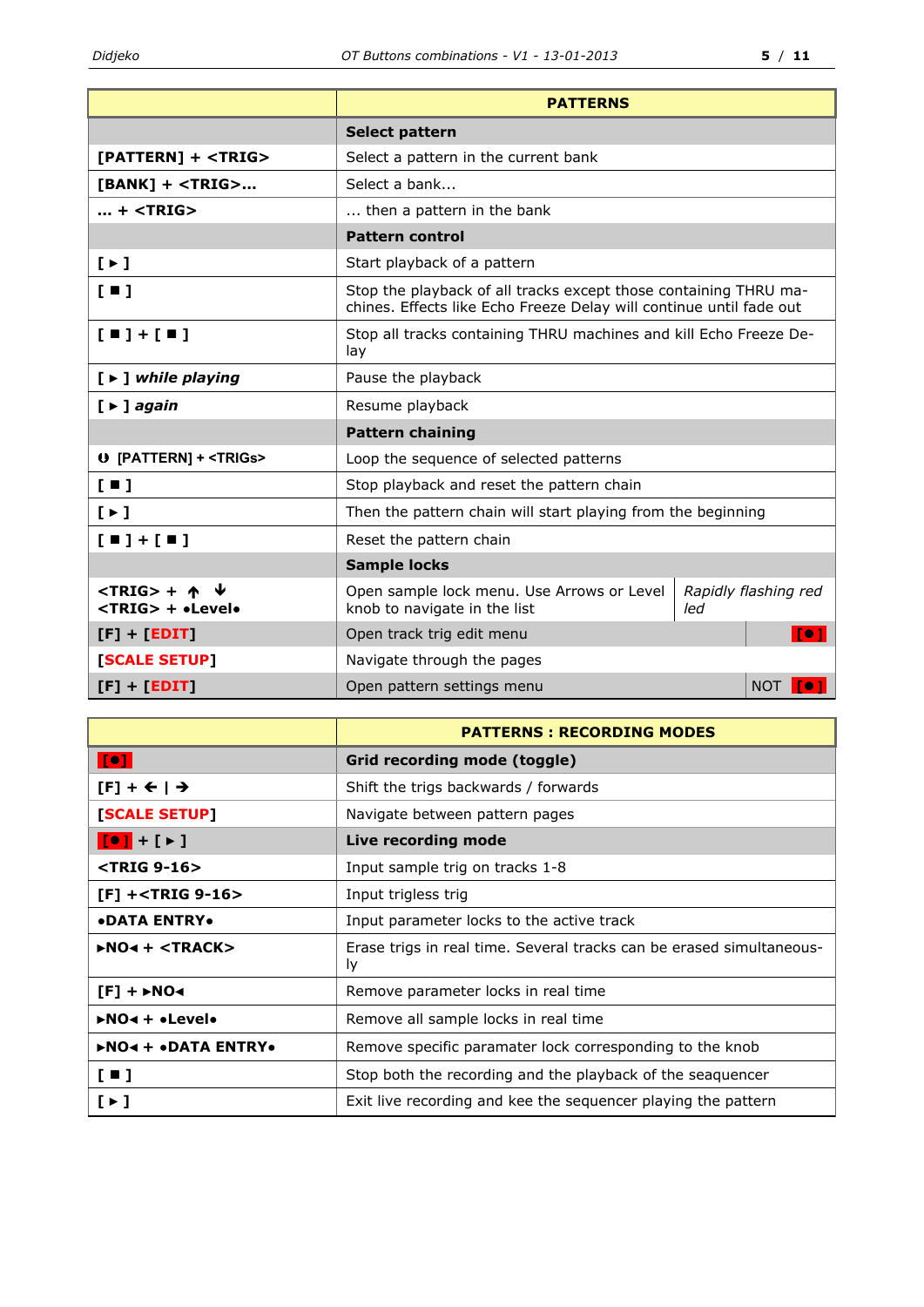| | PATTERNS | |
|---|---|---|
| | **Select pattern** | |
| **[PATTERN] + <TRIG>** | Select a pattern in the current bank | |
| **[BANK] + <TRIG>…** | Select a bank… | |
| **… + <TRIG>** | … then a pattern in the bank | |
| | **Pattern control** | |
| **[ ► ]** | Start playback of a pattern | |
| **[ ■ ]** | Stop the playback of all tracks except those containing THRU machines. Effects like Echo Freeze Delay will continue until fade out | |
| **[ ■ ] + [ ■ ]** | Stop all tracks containing THRU machines and kill Echo Freeze Delay | |
| **[ ► ] *while playing*** | Pause the playback | |
| **[ ► ] *again*** | Resume playback | |
| | **Pattern chaining** | |
| ❶ [PATTERN] + <TRIGs> | Loop the sequence of selected patterns | |
| **[ ■ ]** | Stop playback and reset the pattern chain | |
| **[ ► ]** | Then the pattern chain will start playing from the beginning | |
| **[ ■ ] + [ ■ ]** | Reset the pattern chain | |
| | **Sample locks** | |
| **<TRIG> + ↑ ↓**<br>**<TRIG> + •Level•** | Open sample lock menu. Use Arrows or Level knob to navigate in the list | *Rapidly flashing red led* |
| **[F] + [EDIT]** | Open track trig edit menu | [●] |
| **[SCALE SETUP]** | Navigate through the pages | |
| **[F] + [EDIT]** | Open pattern settings menu | NOT [●] |

| | PATTERNS : RECORDING MODES |
|---|---|
| **[●]** | **Grid recording mode (toggle)** |
| **[F] + ← \| →** | Shift the trigs backwards / forwards |
| **[SCALE SETUP]** | Navigate between pattern pages |
| **[●] + [ ► ]** | **Live recording mode** |
| **<TRIG 9-16>** | Input sample trig on tracks 1-8 |
| **[F] +<TRIG 9-16>** | Input trigless trig |
| **•DATA ENTRY•** | Input parameter locks to the active track |
| **►NO◄ + <TRACK>** | Erase trigs in real time. Several tracks can be erased simultaneously |
| **[F] + ►NO◄** | Remove parameter locks in real time |
| **►NO◄ + •Level•** | Remove all sample locks in real time |
| **►NO◄ + •DATA ENTRY•** | Remove specific paramater lock corresponding to the knob |
| **[ ■ ]** | Stop both the recording and the playback of the seaquencer |
| **[ ► ]** | Exit live recording and kee the sequencer playing the pattern |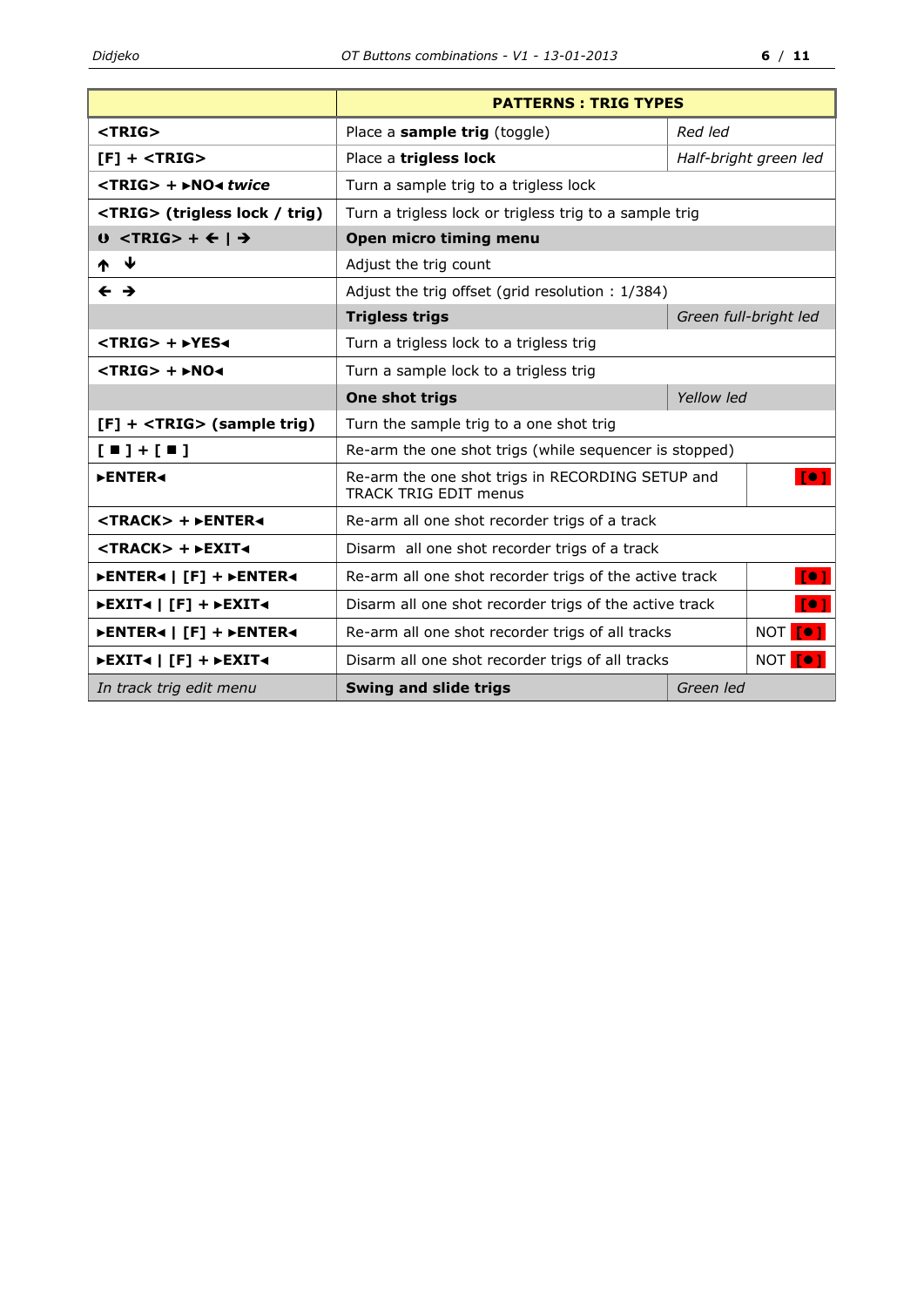| | **PATTERNS : TRIG TYPES** | | |
|---|---|---|---|
| **<TRIG>** | Place a **sample trig** (toggle) | *Red led* | |
| **[F] + <TRIG>** | Place a **trigless lock** | *Half-bright green led* | |
| **<TRIG> + ►NO◄ *twice*** | Turn a sample trig to a trigless lock | | |
| **<TRIG> (trigless lock / trig)** | Turn a trigless lock or trigless trig to a sample trig | | |
| **⓿ <TRIG> + 🡐 \| 🡒** | **Open micro timing menu** | | |
| **🡑 🡓** | Adjust the trig count | | |
| **🡐 🡒** | Adjust the trig offset (grid resolution : 1/384) | | |
| | **Trigless trigs** | *Green full-bright led* | |
| **<TRIG> + ►YES◄** | Turn a trigless lock to a trigless trig | | |
| **<TRIG> + ►NO◄** | Turn a sample lock to a trigless trig | | |
| | **One shot trigs** | *Yellow led* | |
| **[F] + <TRIG> (sample trig)** | Turn the sample trig to a one shot trig | | |
| **[ ■ ] + [ ■ ]** | Re-arm the one shot trigs (while sequencer is stopped) | | |
| **►ENTER◄** | Re-arm the one shot trigs in RECORDING SETUP and TRACK TRIG EDIT menus | | [●] |
| **<TRACK> + ►ENTER◄** | Re-arm all one shot recorder trigs of a track | | |
| **<TRACK> + ►EXIT◄** | Disarm all one shot recorder trigs of a track | | |
| **►ENTER◄ \| [F] + ►ENTER◄** | Re-arm all one shot recorder trigs of the active track | | [●] |
| **►EXIT◄ \| [F] + ►EXIT◄** | Disarm all one shot recorder trigs of the active track | | [●] |
| **►ENTER◄ \| [F] + ►ENTER◄** | Re-arm all one shot recorder trigs of all tracks | | NOT [●] |
| **►EXIT◄ \| [F] + ►EXIT◄** | Disarm all one shot recorder trigs of all tracks | | NOT [●] |
| *In track trig edit menu* | **Swing and slide trigs** | *Green led* | |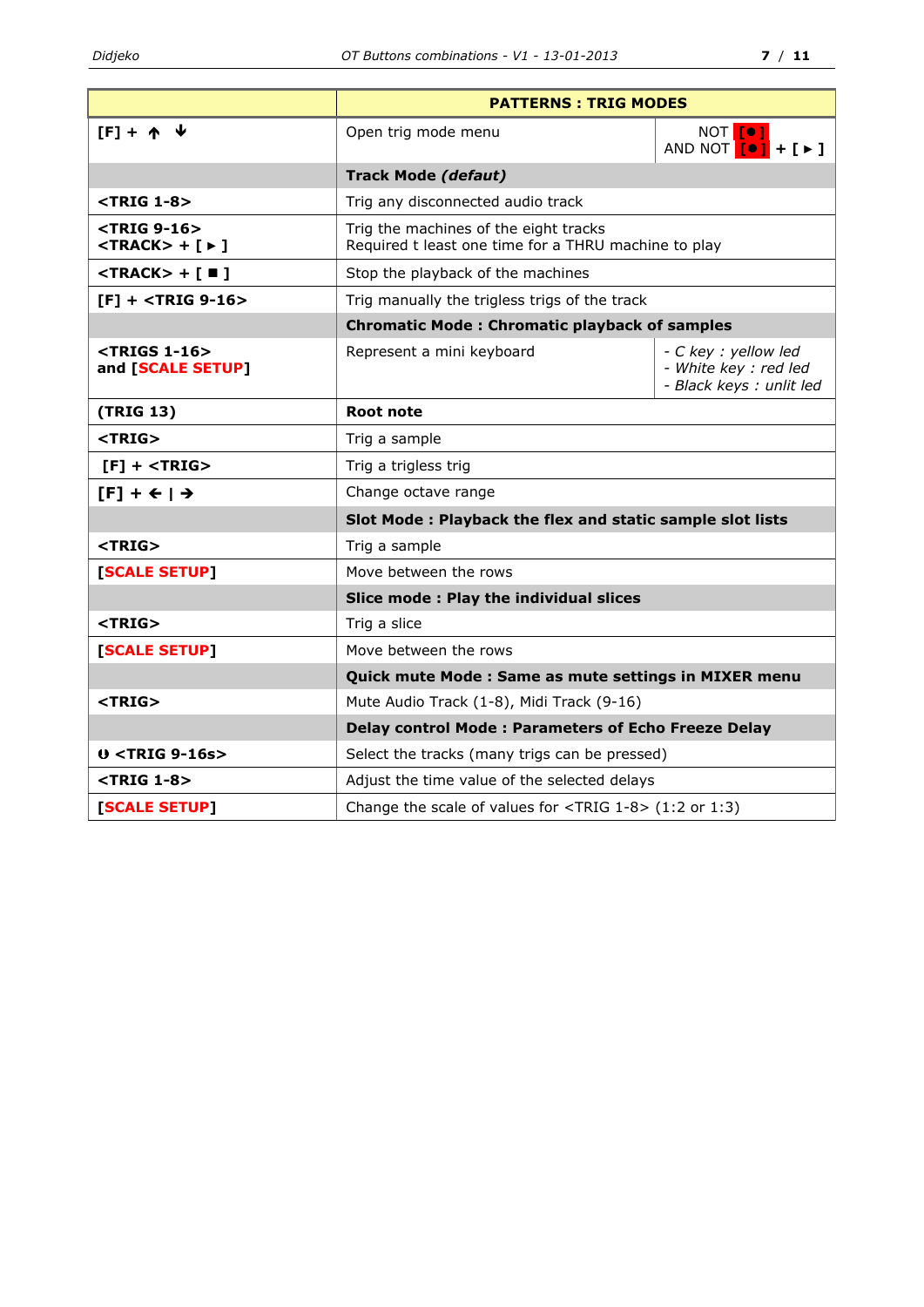| | **PATTERNS : TRIG MODES** | |
|---|---|---|
| **[F] + ↑ ↓** | Open trig mode menu | NOT [●]<br>AND NOT [●] + [ ▶ ] |
| | **Track Mode *(defaut)*** | |
| **<TRIG 1-8>** | Trig any disconnected audio track | |
| **<TRIG 9-16>**<br>**<TRACK> + [ ▶ ]** | Trig the machines of the eight tracks<br>Required t least one time for a THRU machine to play | |
| **<TRACK> + [ ■ ]** | Stop the playback of the machines | |
| **[F] + <TRIG 9-16>** | Trig manually the trigless trigs of the track | |
| | **Chromatic Mode : Chromatic playback of samples** | |
| **<TRIGS 1-16>**<br>**and [SCALE SETUP]** | Represent a mini keyboard | *- C key : yellow led*<br>*- White key : red led*<br>*- Black keys : unlit led* |
| **(TRIG 13)** | **Root note** | |
| **<TRIG>** | Trig a sample | |
| **[F] + <TRIG>** | Trig a trigless trig | |
| **[F] + ← \| →** | Change octave range | |
| | **Slot Mode : Playback the flex and static sample slot lists** | |
| **<TRIG>** | Trig a sample | |
| **[SCALE SETUP]** | Move between the rows | |
| | **Slice mode : Play the individual slices** | |
| **<TRIG>** | Trig a slice | |
| **[SCALE SETUP]** | Move betwen the rows | |
| | **Quick mute Mode : Same as mute settings in MIXER menu** | |
| **<TRIG>** | Mute Audio Track (1-8), Midi Track (9-16) | |
| | **Delay control Mode : Parameters of Echo Freeze Delay** | |
| **Ⓞ <TRIG 9-16s>** | Select the tracks (many trigs can be pressed) | |
| **<TRIG 1-8>** | Adjust the time value of the selected delays | |
| **[SCALE SETUP]** | Change the scale of values for <TRIG 1-8> (1:2 or 1:3) | |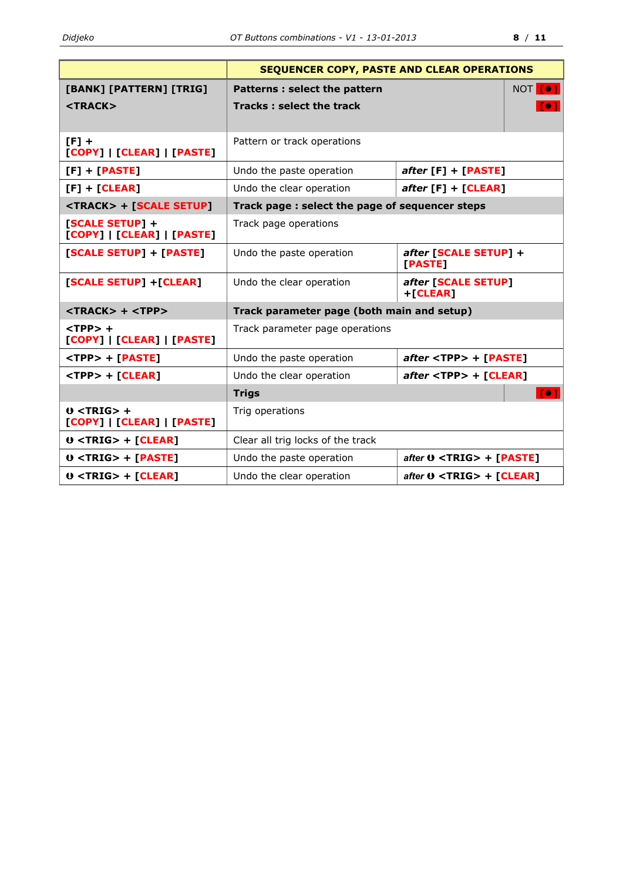| | SEQUENCER COPY, PASTE AND CLEAR OPERATIONS | | |
|---|---|---|---|
| **[BANK] [PATTERN] [TRIG]**<br>**<TRACK>** | **Patterns : select the pattern**<br>**Tracks : select the track** | | NOT [●]<br>[●] |
| **[F] +**<br>**[COPY] \| [CLEAR] \| [PASTE]** | Pattern or track operations | | |
| **[F] + [PASTE]** | Undo the paste operation | ***after*** **[F] + [PASTE]** | |
| **[F] + [CLEAR]** | Undo the clear operation | ***after*** **[F] + [CLEAR]** | |
| **<TRACK> + [SCALE SETUP]** | **Track page : select the page of sequencer steps** | | |
| **[SCALE SETUP] +**<br>**[COPY] \| [CLEAR] \| [PASTE]** | Track page operations | | |
| **[SCALE SETUP] + [PASTE]** | Undo the paste operation | ***after*** **[SCALE SETUP] + [PASTE]** | |
| **[SCALE SETUP] +[CLEAR]** | Undo the clear operation | ***after*** **[SCALE SETUP] +[CLEAR]** | |
| **<TRACK> + <TPP>** | **Track parameter page (both main and setup)** | | |
| **<TPP> +**<br>**[COPY] \| [CLEAR] \| [PASTE]** | Track parameter page operations | | |
| **<TPP> + [PASTE]** | Undo the paste operation | ***after*** **<TPP> + [PASTE]** | |
| **<TPP> + [CLEAR]** | Undo the clear operation | ***after*** **<TPP> + [CLEAR]** | |
| | **Trigs** | | [●] |
| **Ꙩ <TRIG> +**<br>**[COPY] \| [CLEAR] \| [PASTE]** | Trig operations | | |
| **Ꙩ <TRIG> + [CLEAR]** | Clear all trig locks of the track | | |
| **Ꙩ <TRIG> + [PASTE]** | Undo the paste operation | ***after*** **Ꙩ <TRIG> + [PASTE]** | |
| **Ꙩ <TRIG> + [CLEAR]** | Undo the clear operation | ***after*** **Ꙩ <TRIG> + [CLEAR]** | |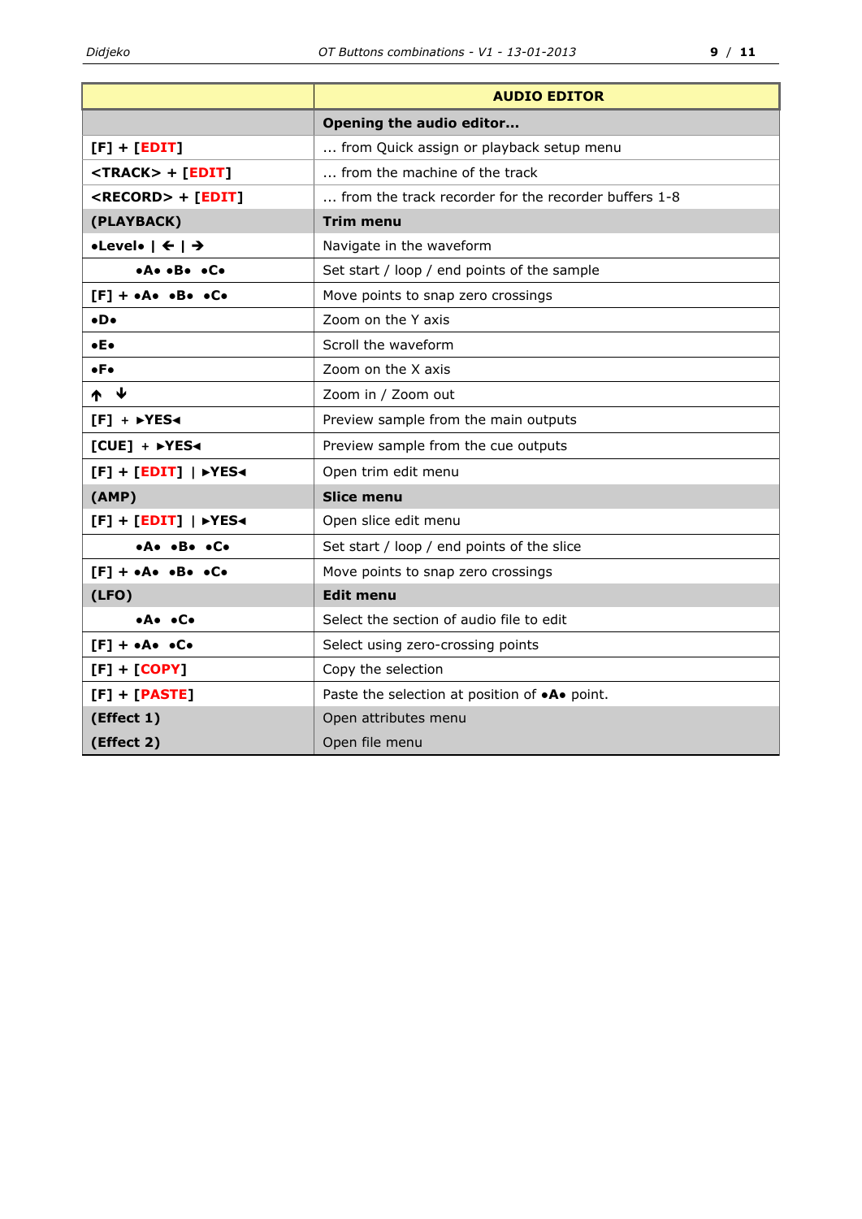| | **AUDIO EDITOR** |
|---|---|
| | **Opening the audio editor…** |
| **[F] + [EDIT]** | … from Quick assign or playback setup menu |
| **<TRACK> + [EDIT]** | … from the machine of the track |
| **<RECORD> + [EDIT]** | … from the track recorder for the recorder buffers 1-8 |
| **(PLAYBACK)** | **Trim menu** |
| **•Level• \| ← \| →** | Navigate in the waveform |
| **•A• •B• •C•** | Set start / loop / end points of the sample |
| **[F] + •A• •B• •C•** | Move points to snap zero crossings |
| **•D•** | Zoom on the Y axis |
| **•E•** | Scroll the waveform |
| **•F•** | Zoom on the X axis |
| **↑ ↓** | Zoom in / Zoom out |
| **[F] + ►YES◄** | Preview sample from the main outputs |
| **[CUE] + ►YES◄** | Preview sample from the cue outputs |
| **[F] + [EDIT] \| ►YES◄** | Open trim edit menu |
| **(AMP)** | **Slice menu** |
| **[F] + [EDIT] \| ►YES◄** | Open slice edit menu |
| **•A• •B• •C•** | Set start / loop / end points of the slice |
| **[F] + •A• •B• •C•** | Move points to snap zero crossings |
| **(LFO)** | **Edit menu** |
| **•A• •C•** | Select the section of audio file to edit |
| **[F] + •A• •C•** | Select using zero-crossing points |
| **[F] + [COPY]** | Copy the selection |
| **[F] + [PASTE]** | Paste the selection at position of **•A•** point. |
| **(Effect 1)** | Open attributes menu |
| **(Effect 2)** | Open file menu |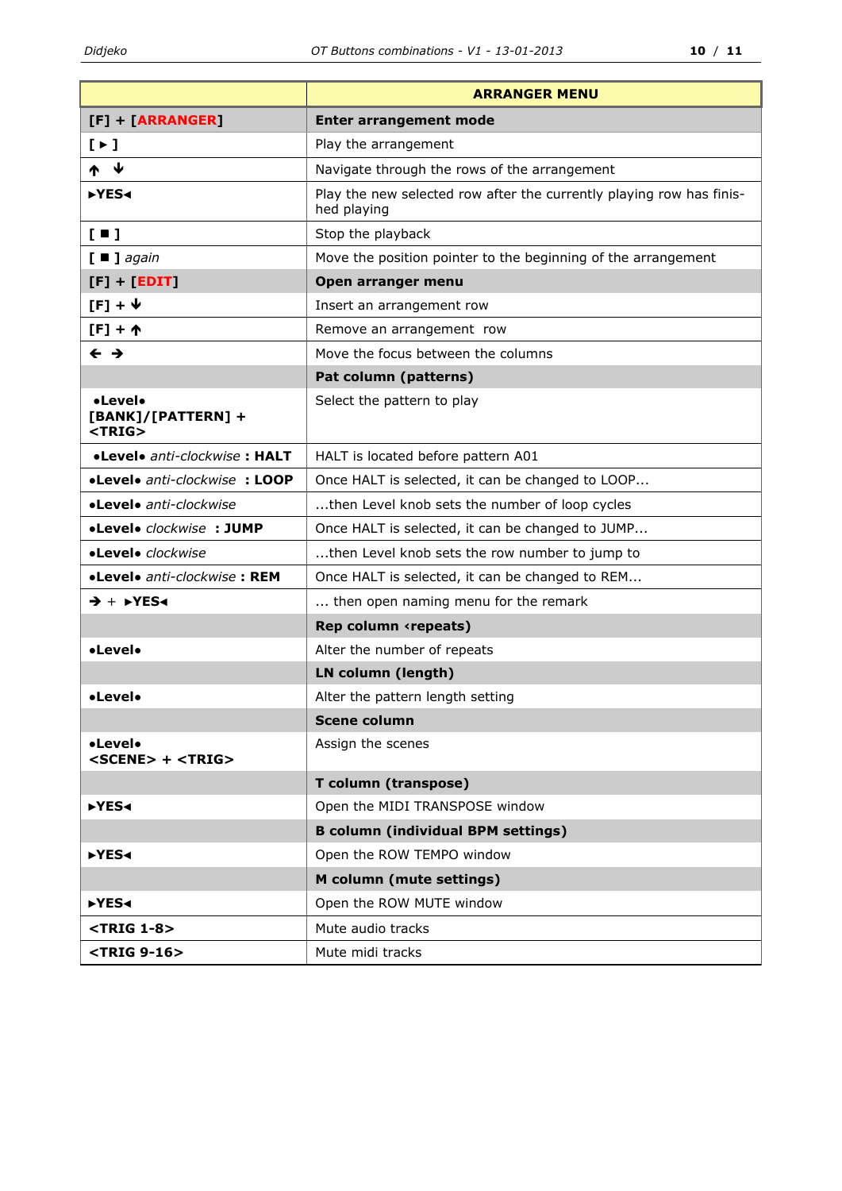| | **ARRANGER MENU** |
|---|---|
| **[F] + [ARRANGER]** | **Enter arrangement mode** |
| **[ ► ]** | Play the arrangement |
| **↑ ↓** | Navigate through the rows of the arrangement |
| **►YES◄** | Play the new selected row after the currently playing row has finis-hed playing |
| **[ ■ ]** | Stop the playback |
| **[ ■ ]** *again* | Move the position pointer to the beginning of the arrangement |
| **[F] + [EDIT]** | **Open arranger menu** |
| **[F] + ↓** | Insert an arrangement row |
| **[F] + ↑** | Remove an arrangement row |
| **← →** | Move the focus between the columns |
| | **Pat column (patterns)** |
| **•Level• [BANK]/[PATTERN] + <TRIG>** | Select the pattern to play |
| **•Level•** *anti-clockwise* **: HALT** | HALT is located before pattern A01 |
| **•Level•** *anti-clockwise* **: LOOP** | Once HALT is selected, it can be changed to LOOP… |
| **•Level•** *anti-clockwise* | …then Level knob sets the number of loop cycles |
| **•Level•** *clockwise* **: JUMP** | Once HALT is selected, it can be changed to JUMP… |
| **•Level•** *clockwise* | …then Level knob sets the row number to jump to |
| **•Level•** *anti-clockwise* **: REM** | Once HALT is selected, it can be changed to REM… |
| **→** + **►YES◄** | … then open naming menu for the remark |
| | **Rep column ‹repeats)** |
| **•Level•** | Alter the number of repeats |
| | **LN column (length)** |
| **•Level•** | Alter the pattern length setting |
| | **Scene column** |
| **•Level• <SCENE> + <TRIG>** | Assign the scenes |
| | **T column (transpose)** |
| **►YES◄** | Open the MIDI TRANSPOSE window |
| | **B column (individual BPM settings)** |
| **►YES◄** | Open the ROW TEMPO window |
| | **M column (mute settings)** |
| **►YES◄** | Open the ROW MUTE window |
| **<TRIG 1-8>** | Mute audio tracks |
| **<TRIG 9-16>** | Mute midi tracks |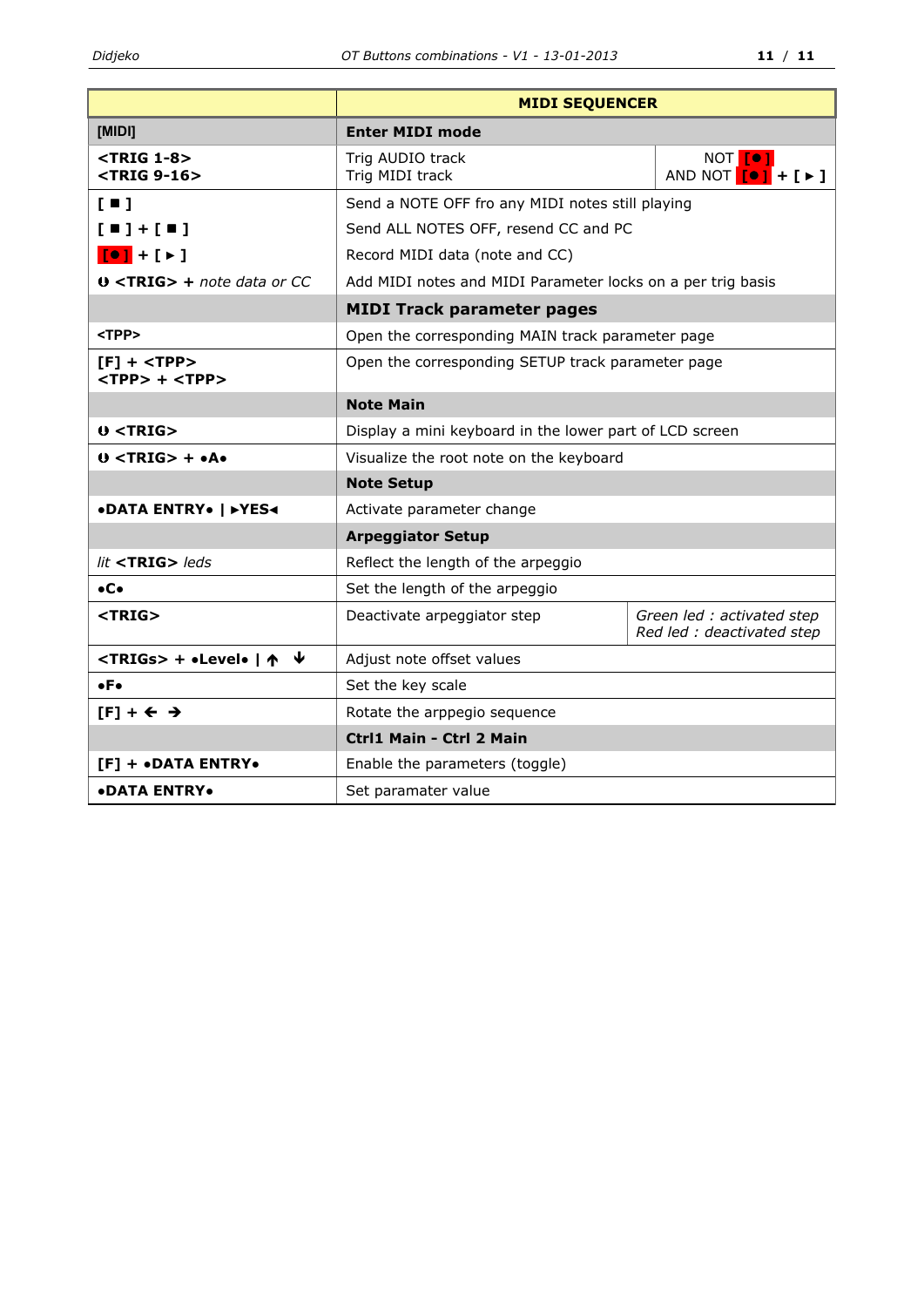| | MIDI SEQUENCER | |
|---|---|---|
| [MIDI] | **Enter MIDI mode** | |
| **<TRIG 1-8>**<br>**<TRIG 9-16>** | Trig AUDIO track<br>Trig MIDI track | NOT [●]<br>AND NOT [●] + [ ► ] |
| **[ ■ ]** | Send a NOTE OFF fro any MIDI notes still playing | |
| **[ ■ ] + [ ■ ]** | Send ALL NOTES OFF, resend CC and PC | |
| **[●] + [ ► ]** | Record MIDI data (note and CC) | |
| **Ʊ <TRIG> +** *note data or CC* | Add MIDI notes and MIDI Parameter locks on a per trig basis | |
| | **MIDI Track parameter pages** | |
| **<TPP>** | Open the corresponding MAIN track parameter page | |
| **[F] + <TPP>**<br>**<TPP> + <TPP>** | Open the corresponding SETUP track parameter page | |
| | **Note Main** | |
| **Ʊ <TRIG>** | Display a mini keyboard in the lower part of LCD screen | |
| **Ʊ <TRIG> + •A•** | Visualize the root note on the keyboard | |
| | **Note Setup** | |
| **•DATA ENTRY• \| ►YES◄** | Activate parameter change | |
| | **Arpeggiator Setup** | |
| *lit* **<TRIG>** *leds* | Reflect the length of the arpeggio | |
| **•C•** | Set the length of the arpeggio | |
| **<TRIG>** | Deactivate arpeggiator step | *Green led : activated step*<br>*Red led : deactivated step* |
| **<TRIGs> + •Level• \| ↑ ↓** | Adjust note offset values | |
| **•F•** | Set the key scale | |
| **[F] + ← →** | Rotate the arppegio sequence | |
| | **Ctrl1 Main - Ctrl 2 Main** | |
| **[F] + •DATA ENTRY•** | Enable the parameters (toggle) | |
| **•DATA ENTRY•** | Set paramater value | |